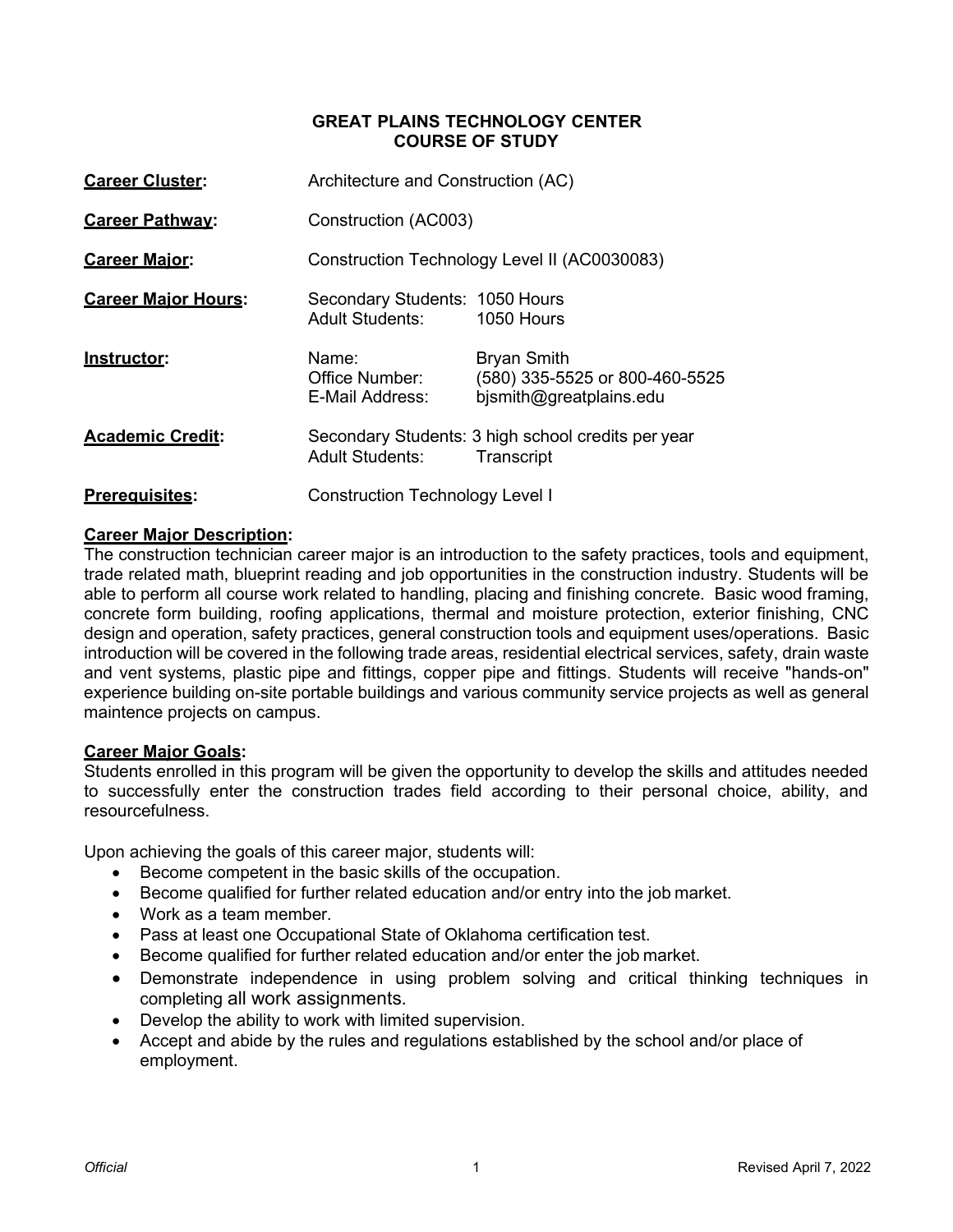# GREAT PLAINS TECHNOLOGY CENTER
## COURSE OF STUDY

**Career Cluster:** Architecture and Construction (AC)

**Career Pathway:** Construction (AC003)

**Career Major:** Construction Technology Level II (AC0030083)

**Career Major Hours:**
Secondary Students: 1050 Hours
Adult Students: 1050 Hours

**Instructor:**
Name: Bryan Smith
Office Number: (580) 335-5525 or 800-460-5525
E-Mail Address: bjsmith@greatplains.edu

**Academic Credit:**
Secondary Students: 3 high school credits per year
Adult Students: Transcript

**Prerequisites:** Construction Technology Level I

**Career Major Description:**

The construction technician career major is an introduction to the safety practices, tools and equipment, trade related math, blueprint reading and job opportunities in the construction industry. Students will be able to perform all course work related to handling, placing and finishing concrete. Basic wood framing, concrete form building, roofing applications, thermal and moisture protection, exterior finishing, CNC design and operation, safety practices, general construction tools and equipment uses/operations. Basic introduction will be covered in the following trade areas, residential electrical services, safety, drain waste and vent systems, plastic pipe and fittings, copper pipe and fittings. Students will receive "hands-on" experience building on-site portable buildings and various community service projects as well as general maintence projects on campus.

**Career Major Goals:**

Students enrolled in this program will be given the opportunity to develop the skills and attitudes needed to successfully enter the construction trades field according to their personal choice, ability, and resourcefulness.

Upon achieving the goals of this career major, students will:

- Become competent in the basic skills of the occupation.
- Become qualified for further related education and/or entry into the job market.
- Work as a team member.
- Pass at least one Occupational State of Oklahoma certification test.
- Become qualified for further related education and/or enter the job market.
- Demonstrate independence in using problem solving and critical thinking techniques in completing all work assignments.
- Develop the ability to work with limited supervision.
- Accept and abide by the rules and regulations established by the school and/or place of employment.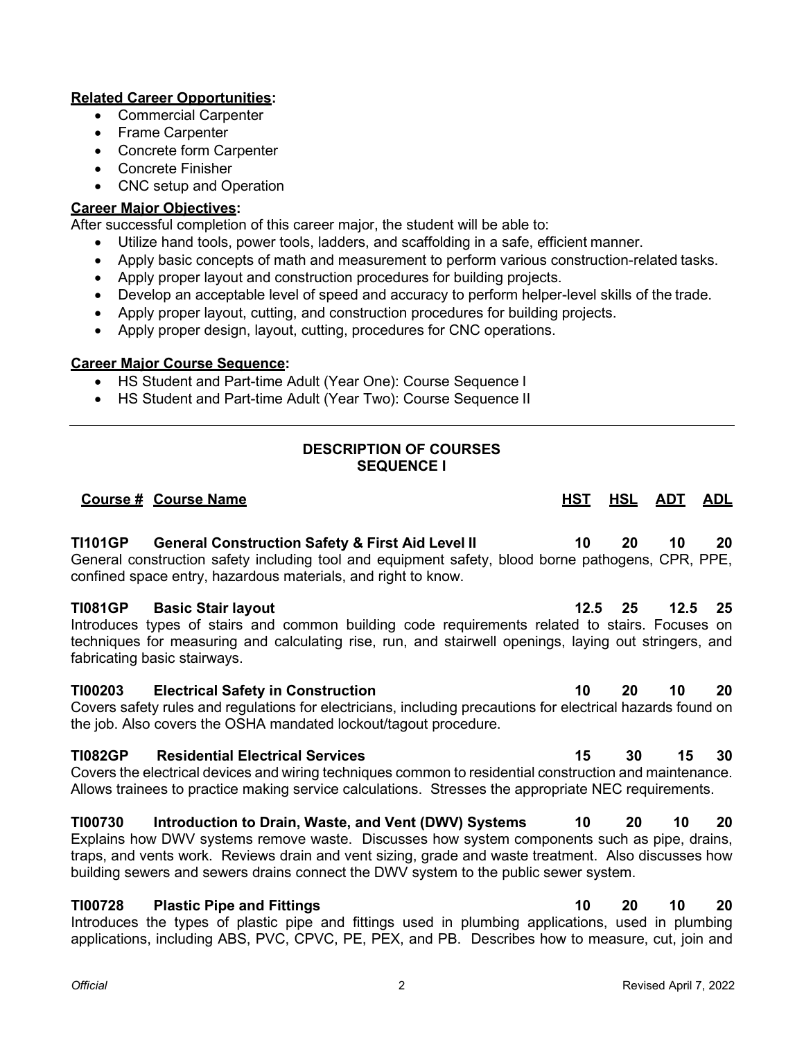**Related Career Opportunities:**

- Commercial Carpenter
- Frame Carpenter
- Concrete form Carpenter
- Concrete Finisher
- CNC setup and Operation

**Career Major Objectives:**

After successful completion of this career major, the student will be able to:

- Utilize hand tools, power tools, ladders, and scaffolding in a safe, efficient manner.
- Apply basic concepts of math and measurement to perform various construction-related tasks.
- Apply proper layout and construction procedures for building projects.
- Develop an acceptable level of speed and accuracy to perform helper-level skills of the trade.
- Apply proper layout, cutting, and construction procedures for building projects.
- Apply proper design, layout, cutting, procedures for CNC operations.

**Career Major Course Sequence:**

- HS Student and Part-time Adult (Year One): Course Sequence I
- HS Student and Part-time Adult (Year Two): Course Sequence II

---

## DESCRIPTION OF COURSES
## SEQUENCE I

| Course # | Course Name | HST | HSL | ADT | ADL |
|---|---|---|---|---|---|
| **TI101GP** | **General Construction Safety & First Aid Level II** | 10 | 20 | 10 | 20 |

General construction safety including tool and equipment safety, blood borne pathogens, CPR, PPE, confined space entry, hazardous materials, and right to know.

| Course # | Course Name | HST | HSL | ADT | ADL |
|---|---|---|---|---|---|
| **TI081GP** | **Basic Stair layout** | 12.5 | 25 | 12.5 | 25 |

Introduces types of stairs and common building code requirements related to stairs. Focuses on techniques for measuring and calculating rise, run, and stairwell openings, laying out stringers, and fabricating basic stairways.

| Course # | Course Name | HST | HSL | ADT | ADL |
|---|---|---|---|---|---|
| **TI00203** | **Electrical Safety in Construction** | 10 | 20 | 10 | 20 |

Covers safety rules and regulations for electricians, including precautions for electrical hazards found on the job. Also covers the OSHA mandated lockout/tagout procedure.

| Course # | Course Name | HST | HSL | ADT | ADL |
|---|---|---|---|---|---|
| **TI082GP** | **Residential Electrical Services** | 15 | 30 | 15 | 30 |

Covers the electrical devices and wiring techniques common to residential construction and maintenance. Allows trainees to practice making service calculations. Stresses the appropriate NEC requirements.

| Course # | Course Name | HST | HSL | ADT | ADL |
|---|---|---|---|---|---|
| **TI00730** | **Introduction to Drain, Waste, and Vent (DWV) Systems** | 10 | 20 | 10 | 20 |

Explains how DWV systems remove waste. Discusses how system components such as pipe, drains, traps, and vents work. Reviews drain and vent sizing, grade and waste treatment. Also discusses how building sewers and sewers drains connect the DWV system to the public sewer system.

| Course # | Course Name | HST | HSL | ADT | ADL |
|---|---|---|---|---|---|
| **TI00728** | **Plastic Pipe and Fittings** | 10 | 20 | 10 | 20 |

Introduces the types of plastic pipe and fittings used in plumbing applications, used in plumbing applications, including ABS, PVC, CPVC, PE, PEX, and PB. Describes how to measure, cut, join and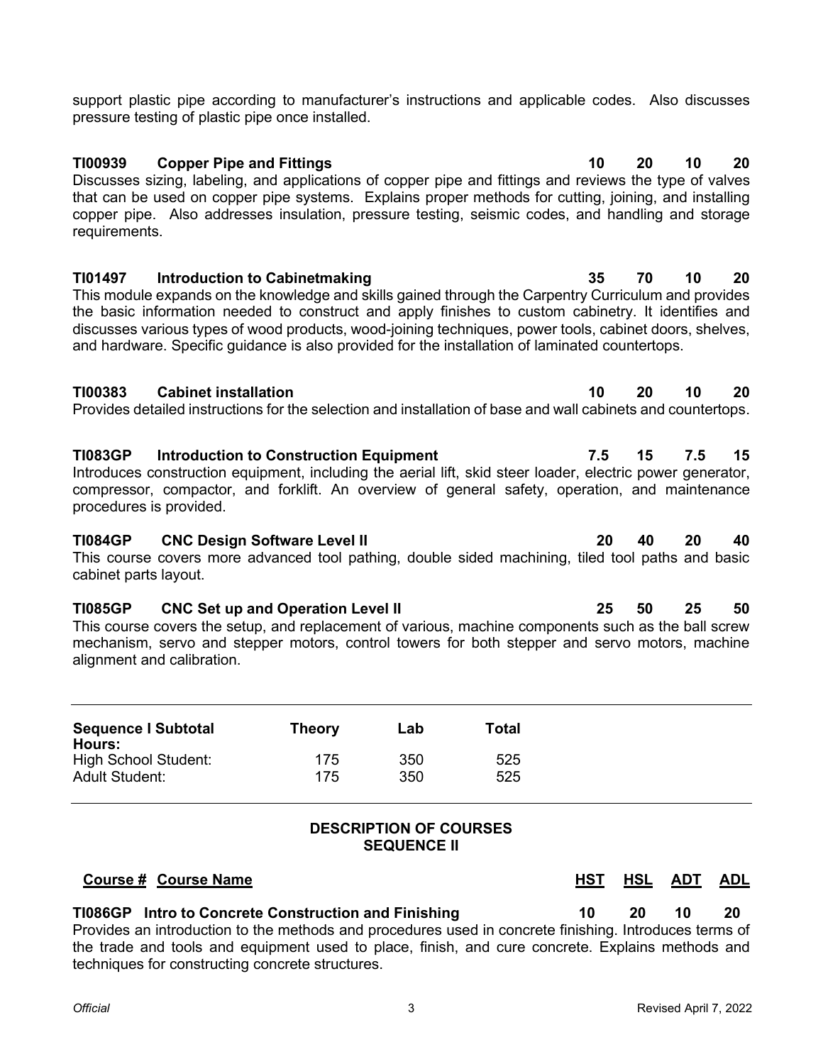support plastic pipe according to manufacturer's instructions and applicable codes. Also discusses pressure testing of plastic pipe once installed.

**TI00939 Copper Pipe and Fittings** **10 20 10 20**
Discusses sizing, labeling, and applications of copper pipe and fittings and reviews the type of valves that can be used on copper pipe systems. Explains proper methods for cutting, joining, and installing copper pipe. Also addresses insulation, pressure testing, seismic codes, and handling and storage requirements.

**TI01497 Introduction to Cabinetmaking** **35 70 10 20**
This module expands on the knowledge and skills gained through the Carpentry Curriculum and provides the basic information needed to construct and apply finishes to custom cabinetry. It identifies and discusses various types of wood products, wood-joining techniques, power tools, cabinet doors, shelves, and hardware. Specific guidance is also provided for the installation of laminated countertops.

**TI00383 Cabinet installation** **10 20 10 20**
Provides detailed instructions for the selection and installation of base and wall cabinets and countertops.

**TI083GP Introduction to Construction Equipment** **7.5 15 7.5 15**
Introduces construction equipment, including the aerial lift, skid steer loader, electric power generator, compressor, compactor, and forklift. An overview of general safety, operation, and maintenance procedures is provided.

**TI084GP CNC Design Software Level II** **20 40 20 40**
This course covers more advanced tool pathing, double sided machining, tiled tool paths and basic cabinet parts layout.

**TI085GP CNC Set up and Operation Level II** **25 50 25 50**
This course covers the setup, and replacement of various, machine components such as the ball screw mechanism, servo and stepper motors, control towers for both stepper and servo motors, machine alignment and calibration.

| **Sequence I Subtotal Hours:** | **Theory** | **Lab** | **Total** |
|---|---|---|---|
| High School Student: | 175 | 350 | 525 |
| Adult Student: | 175 | 350 | 525 |

## DESCRIPTION OF COURSES SEQUENCE II

**Course # Course Name** **HST HSL ADT ADL**

**TI086GP Intro to Concrete Construction and Finishing** **10 20 10 20**
Provides an introduction to the methods and procedures used in concrete finishing. Introduces terms of the trade and tools and equipment used to place, finish, and cure concrete. Explains methods and techniques for constructing concrete structures.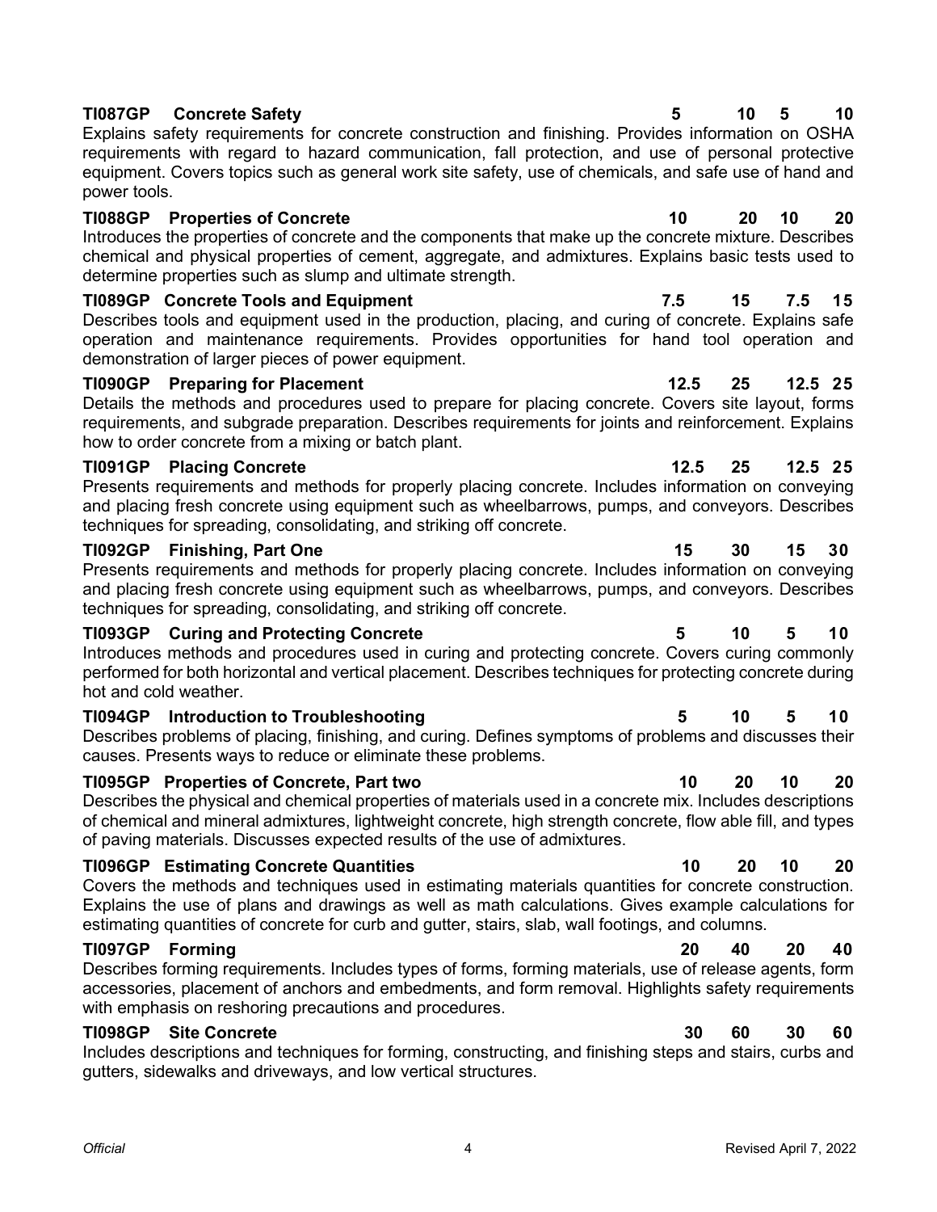**TI087GP Concrete Safety** **5 10 5 10**
Explains safety requirements for concrete construction and finishing. Provides information on OSHA requirements with regard to hazard communication, fall protection, and use of personal protective equipment. Covers topics such as general work site safety, use of chemicals, and safe use of hand and power tools.

**TI088GP Properties of Concrete** **10 20 10 20**
Introduces the properties of concrete and the components that make up the concrete mixture. Describes chemical and physical properties of cement, aggregate, and admixtures. Explains basic tests used to determine properties such as slump and ultimate strength.

**TI089GP Concrete Tools and Equipment** **7.5 15 7.5 15**
Describes tools and equipment used in the production, placing, and curing of concrete. Explains safe operation and maintenance requirements. Provides opportunities for hand tool operation and demonstration of larger pieces of power equipment.

**TI090GP Preparing for Placement** **12.5 25 12.5 25**
Details the methods and procedures used to prepare for placing concrete. Covers site layout, forms requirements, and subgrade preparation. Describes requirements for joints and reinforcement. Explains how to order concrete from a mixing or batch plant.

**TI091GP Placing Concrete** **12.5 25 12.5 25**
Presents requirements and methods for properly placing concrete. Includes information on conveying and placing fresh concrete using equipment such as wheelbarrows, pumps, and conveyors. Describes techniques for spreading, consolidating, and striking off concrete.

**TI092GP Finishing, Part One** **15 30 15 30**
Presents requirements and methods for properly placing concrete. Includes information on conveying and placing fresh concrete using equipment such as wheelbarrows, pumps, and conveyors. Describes techniques for spreading, consolidating, and striking off concrete.

**TI093GP Curing and Protecting Concrete** **5 10 5 10**
Introduces methods and procedures used in curing and protecting concrete. Covers curing commonly performed for both horizontal and vertical placement. Describes techniques for protecting concrete during hot and cold weather.

**TI094GP Introduction to Troubleshooting** **5 10 5 10**
Describes problems of placing, finishing, and curing. Defines symptoms of problems and discusses their causes. Presents ways to reduce or eliminate these problems.

**TI095GP Properties of Concrete, Part two** **10 20 10 20**
Describes the physical and chemical properties of materials used in a concrete mix. Includes descriptions of chemical and mineral admixtures, lightweight concrete, high strength concrete, flow able fill, and types of paving materials. Discusses expected results of the use of admixtures.

**TI096GP Estimating Concrete Quantities** **10 20 10 20**
Covers the methods and techniques used in estimating materials quantities for concrete construction. Explains the use of plans and drawings as well as math calculations. Gives example calculations for estimating quantities of concrete for curb and gutter, stairs, slab, wall footings, and columns.

**TI097GP Forming** **20 40 20 40**
Describes forming requirements. Includes types of forms, forming materials, use of release agents, form accessories, placement of anchors and embedments, and form removal. Highlights safety requirements with emphasis on reshoring precautions and procedures.

**TI098GP Site Concrete** **30 60 30 60**
Includes descriptions and techniques for forming, constructing, and finishing steps and stairs, curbs and gutters, sidewalks and driveways, and low vertical structures.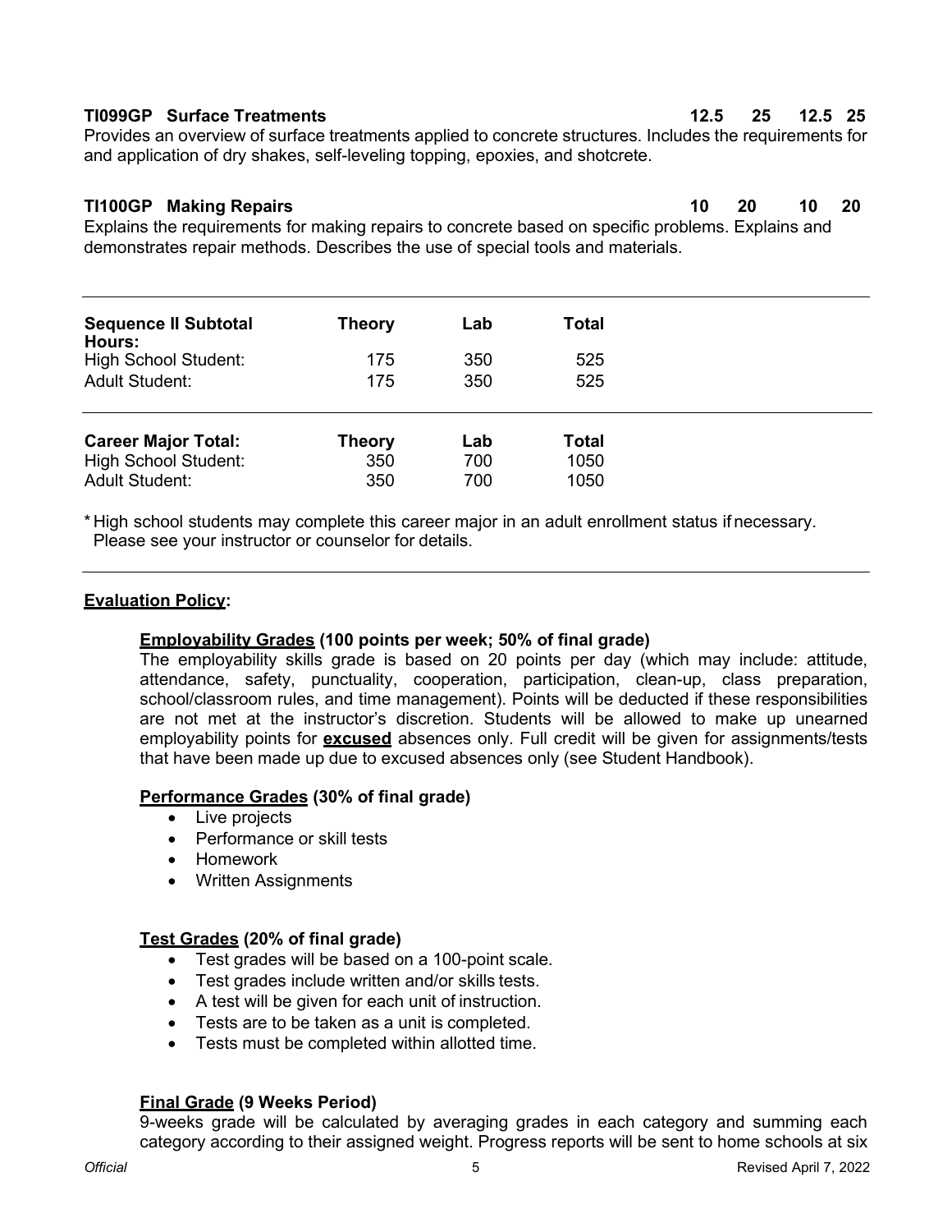**TI099GP Surface Treatments** **12.5 25 12.5 25**

Provides an overview of surface treatments applied to concrete structures. Includes the requirements for and application of dry shakes, self-leveling topping, epoxies, and shotcrete.

**TI100GP Making Repairs** **10 20 10 20**

Explains the requirements for making repairs to concrete based on specific problems. Explains and demonstrates repair methods. Describes the use of special tools and materials.

| **Sequence II Subtotal Hours:** | **Theory** | **Lab** | **Total** |
|---|---|---|---|
| High School Student: | 175 | 350 | 525 |
| Adult Student: | 175 | 350 | 525 |

| **Career Major Total:** | **Theory** | **Lab** | **Total** |
|---|---|---|---|
| High School Student: | 350 | 700 | 1050 |
| Adult Student: | 350 | 700 | 1050 |

* High school students may complete this career major in an adult enrollment status if necessary. Please see your instructor or counselor for details.

## **Evaluation Policy:**

### Employability Grades (100 points per week; 50% of final grade)

The employability skills grade is based on 20 points per day (which may include: attitude, attendance, safety, punctuality, cooperation, participation, clean-up, class preparation, school/classroom rules, and time management). Points will be deducted if these responsibilities are not met at the instructor's discretion. Students will be allowed to make up unearned employability points for **excused** absences only. Full credit will be given for assignments/tests that have been made up due to excused absences only (see Student Handbook).

### Performance Grades (30% of final grade)

- Live projects
- Performance or skill tests
- Homework
- Written Assignments

### Test Grades (20% of final grade)

- Test grades will be based on a 100-point scale.
- Test grades include written and/or skills tests.
- A test will be given for each unit of instruction.
- Tests are to be taken as a unit is completed.
- Tests must be completed within allotted time.

### Final Grade (9 Weeks Period)

9-weeks grade will be calculated by averaging grades in each category and summing each category according to their assigned weight. Progress reports will be sent to home schools at six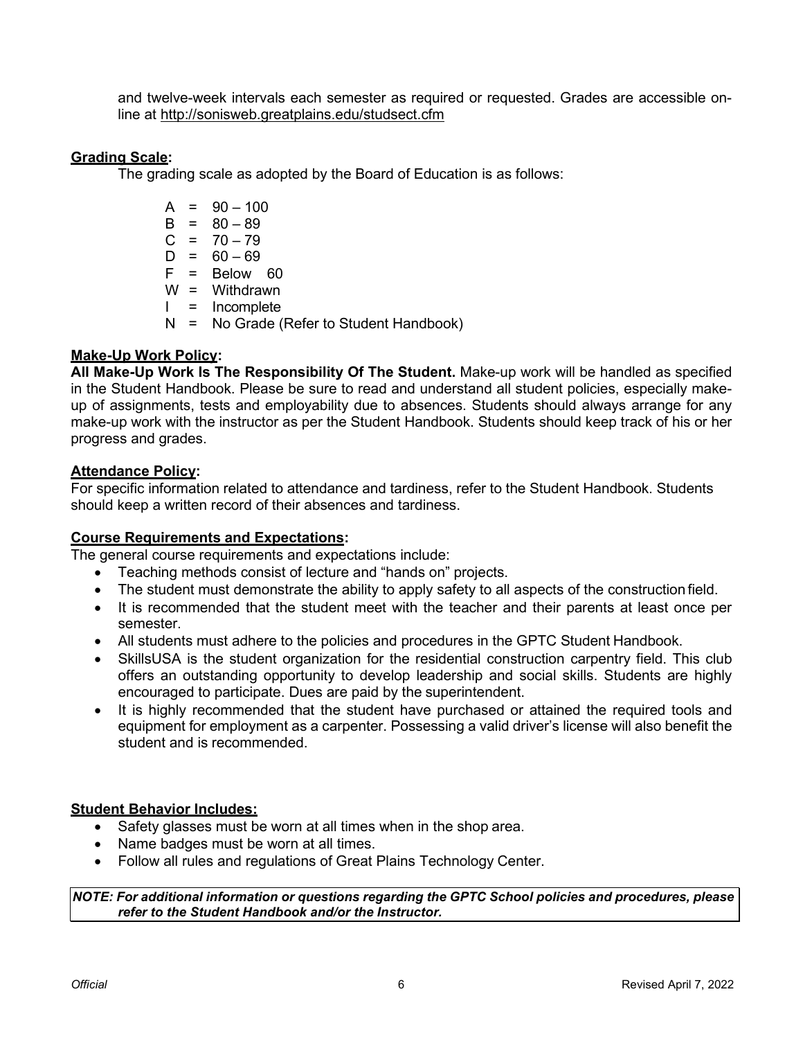and twelve-week intervals each semester as required or requested. Grades are accessible on-line at http://sonisweb.greatplains.edu/studsect.cfm

**Grading Scale:**

The grading scale as adopted by the Board of Education is as follows:

- A = 90 – 100
- B = 80 – 89
- C = 70 – 79
- D = 60 – 69
- F = Below 60
- W = Withdrawn
- I = Incomplete
- N = No Grade (Refer to Student Handbook)

**Make-Up Work Policy:**

**All Make-Up Work Is The Responsibility Of The Student.** Make-up work will be handled as specified in the Student Handbook. Please be sure to read and understand all student policies, especially make-up of assignments, tests and employability due to absences. Students should always arrange for any make-up work with the instructor as per the Student Handbook. Students should keep track of his or her progress and grades.

**Attendance Policy:**

For specific information related to attendance and tardiness, refer to the Student Handbook. Students should keep a written record of their absences and tardiness.

**Course Requirements and Expectations:**

The general course requirements and expectations include:

- Teaching methods consist of lecture and "hands on" projects.
- The student must demonstrate the ability to apply safety to all aspects of the construction field.
- It is recommended that the student meet with the teacher and their parents at least once per semester.
- All students must adhere to the policies and procedures in the GPTC Student Handbook.
- SkillsUSA is the student organization for the residential construction carpentry field. This club offers an outstanding opportunity to develop leadership and social skills. Students are highly encouraged to participate. Dues are paid by the superintendent.
- It is highly recommended that the student have purchased or attained the required tools and equipment for employment as a carpenter. Possessing a valid driver's license will also benefit the student and is recommended.

**Student Behavior Includes:**

- Safety glasses must be worn at all times when in the shop area.
- Name badges must be worn at all times.
- Follow all rules and regulations of Great Plains Technology Center.

***NOTE: For additional information or questions regarding the GPTC School policies and procedures, please refer to the Student Handbook and/or the Instructor.***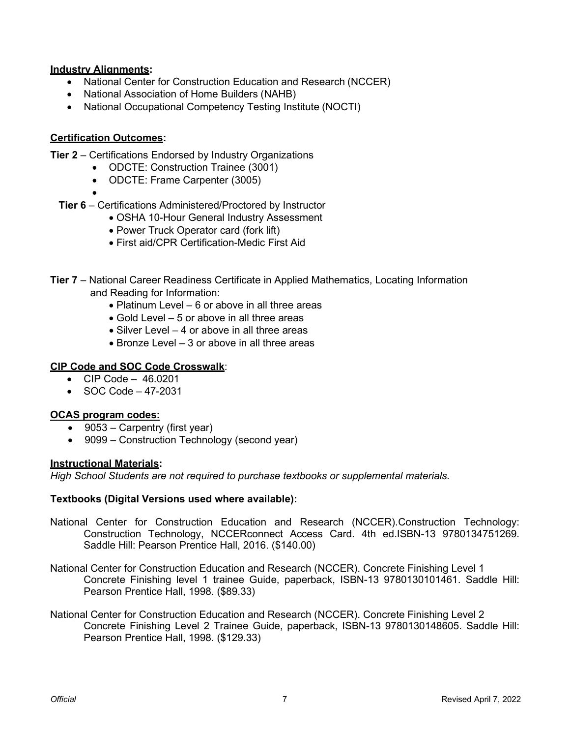**Industry Alignments:**

- National Center for Construction Education and Research (NCCER)
- National Association of Home Builders (NAHB)
- National Occupational Competency Testing Institute (NOCTI)

**Certification Outcomes:**

**Tier 2** – Certifications Endorsed by Industry Organizations

- ODCTE: Construction Trainee (3001)
- ODCTE: Frame Carpenter (3005)
-

**Tier 6** – Certifications Administered/Proctored by Instructor

- OSHA 10-Hour General Industry Assessment
- Power Truck Operator card (fork lift)
- First aid/CPR Certification-Medic First Aid

**Tier 7** – National Career Readiness Certificate in Applied Mathematics, Locating Information and Reading for Information:

- Platinum Level – 6 or above in all three areas
- Gold Level – 5 or above in all three areas
- Silver Level – 4 or above in all three areas
- Bronze Level – 3 or above in all three areas

**CIP Code and SOC Code Crosswalk**:

- CIP Code – 46.0201
- SOC Code – 47-2031

**OCAS program codes:**

- 9053 – Carpentry (first year)
- 9099 – Construction Technology (second year)

**Instructional Materials:**

*High School Students are not required to purchase textbooks or supplemental materials.*

**Textbooks (Digital Versions used where available):**

National Center for Construction Education and Research (NCCER).Construction Technology: Construction Technology, NCCERconnect Access Card. 4th ed.ISBN-13 9780134751269. Saddle Hill: Pearson Prentice Hall, 2016. ($140.00)

National Center for Construction Education and Research (NCCER). Concrete Finishing Level 1 Concrete Finishing level 1 trainee Guide, paperback, ISBN-13 9780130101461. Saddle Hill: Pearson Prentice Hall, 1998. ($89.33)

National Center for Construction Education and Research (NCCER). Concrete Finishing Level 2 Concrete Finishing Level 2 Trainee Guide, paperback, ISBN-13 9780130148605. Saddle Hill: Pearson Prentice Hall, 1998. ($129.33)